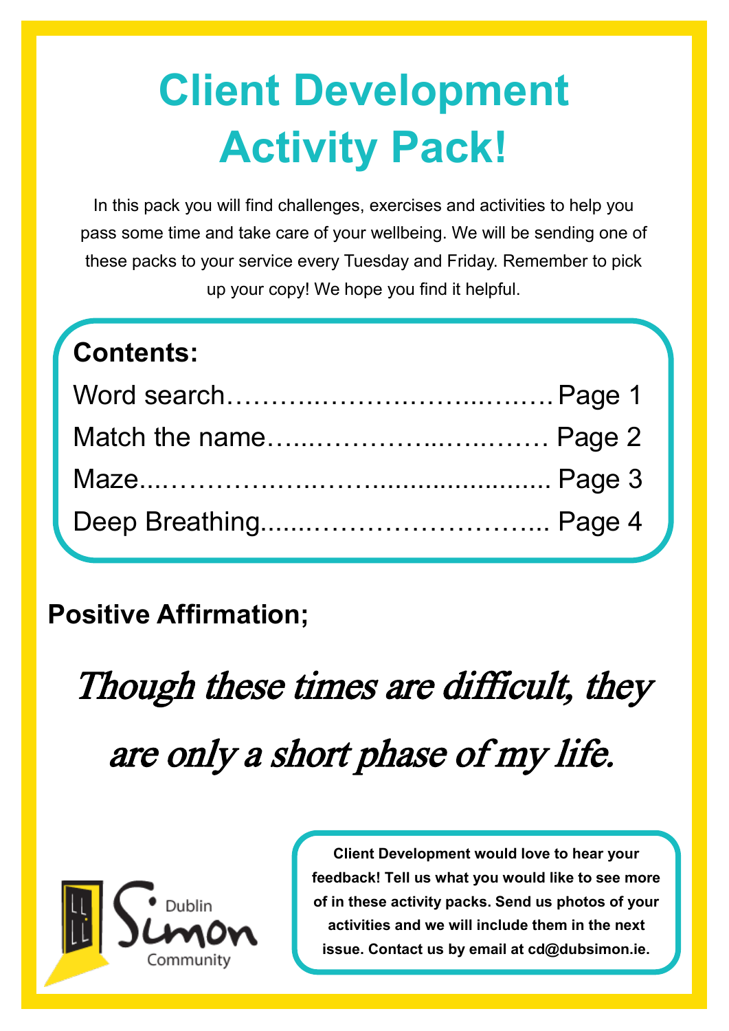# Client Development Activity Pack!

In this pack you will find challenges, exercises and activities to help you pass some time and take care of your wellbeing. We will be sending one of these packs to your service every Tuesday and Friday. Remember to pick up your copy! We hope you find it helpful.

**Contents:**

Word search………………………………… Page 1

Match the name………………………… Page 2

Maze………………………………………… Page 3

Deep Breathing…………………………… Page 4

**Positive Affirmation;**

*Though these times are difficult, they are only a short phase of my life.*

Dublin Simon Community

**Client Development would love to hear your feedback! Tell us what you would like to see more of in these activity packs. Send us photos of your activities and we will include them in the next issue. Contact us by email at cd@dubsimon.ie.**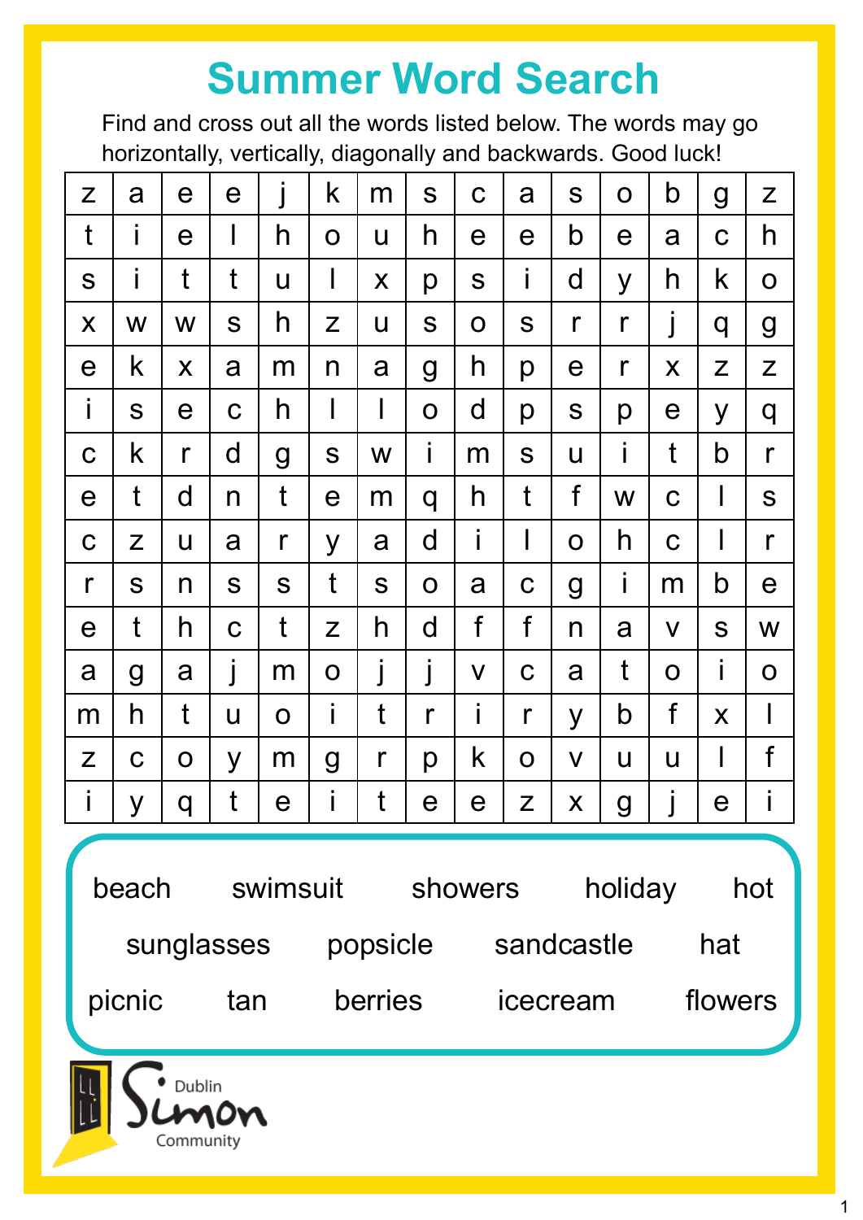# Summer Word Search

Find and cross out all the words listed below. The words may go horizontally, vertically, diagonally and backwards. Good luck!

| | | | | | | | | | | | | | | |
|---|---|---|---|---|---|---|---|---|---|---|---|---|---|---|
| z | a | e | e | j | k | m | s | c | a | s | o | b | g | z |
| t | i | e | l | h | o | u | h | e | e | b | e | a | c | h |
| s | i | t | t | u | l | x | p | s | i | d | y | h | k | o |
| x | w | w | s | h | z | u | s | o | s | r | r | j | q | g |
| e | k | x | a | m | n | a | g | h | p | e | r | x | z | z |
| i | s | e | c | h | l | l | o | d | p | s | p | e | y | q |
| c | k | r | d | g | s | w | i | m | s | u | i | t | b | r |
| e | t | d | n | t | e | m | q | h | t | f | w | c | l | s |
| c | z | u | a | r | y | a | d | i | l | o | h | c | l | r |
| r | s | n | s | s | t | s | o | a | c | g | i | m | b | e |
| e | t | h | c | t | z | h | d | f | f | n | a | v | s | w |
| a | g | a | j | m | o | j | j | v | c | a | t | o | i | o |
| m | h | t | u | o | i | t | r | i | r | y | b | f | x | l |
| z | c | o | y | m | g | r | p | k | o | v | u | u | l | f |
| i | y | q | t | e | i | t | e | e | z | x | g | j | e | i |

beach, swimsuit, showers, holiday, hot, sunglasses, popsicle, sandcastle, hat, picnic, tan, berries, icecream, flowers

Dublin Simon Community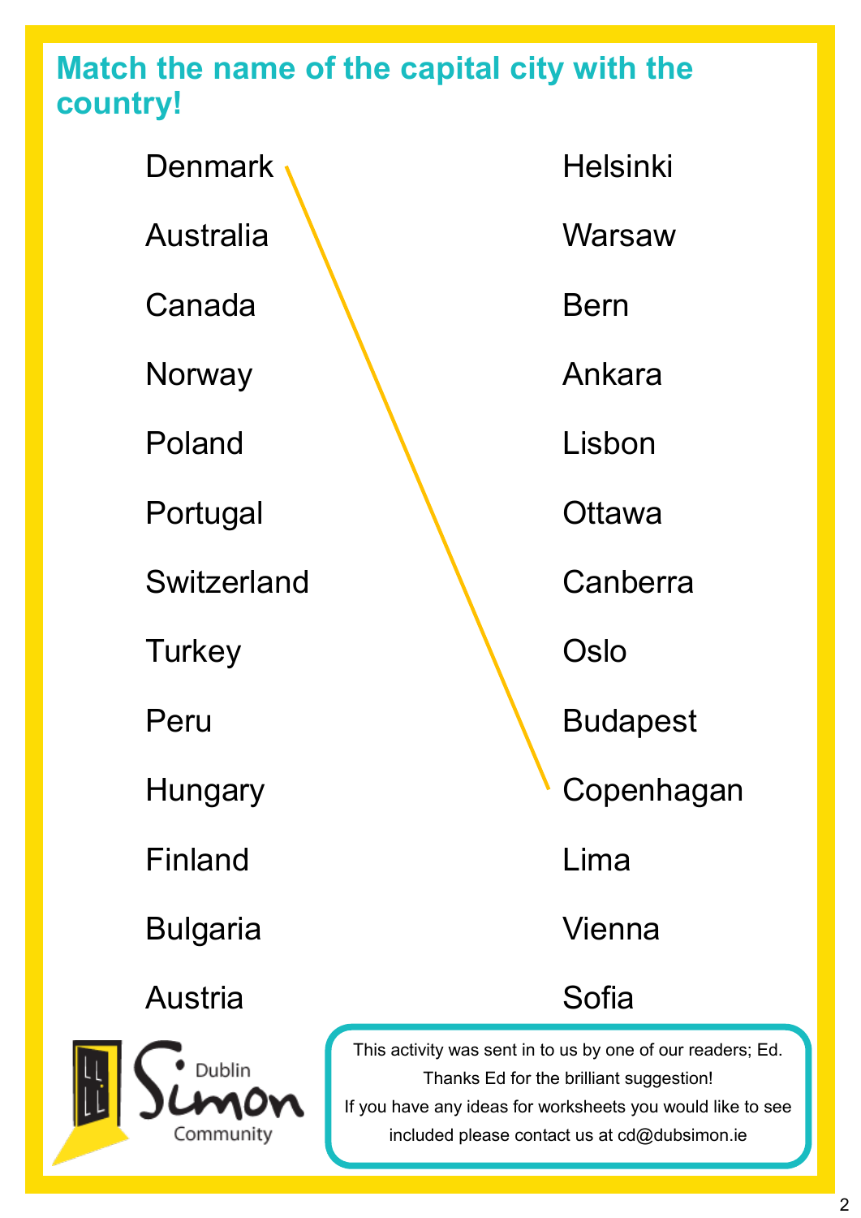## Match the name of the capital city with the country!

| | |
|---|---|
| Denmark | Helsinki |
| Australia | Warsaw |
| Canada | Bern |
| Norway | Ankara |
| Poland | Lisbon |
| Portugal | Ottawa |
| Switzerland | Canberra |
| Turkey | Oslo |
| Peru | Budapest |
| Hungary | Copenhagan |
| Finland | Lima |
| Bulgaria | Vienna |
| Austria | Sofia |

Dublin Simon Community

This activity was sent in to us by one of our readers; Ed.
Thanks Ed for the brilliant suggestion!
If you have any ideas for worksheets you would like to see included please contact us at cd@dubsimon.ie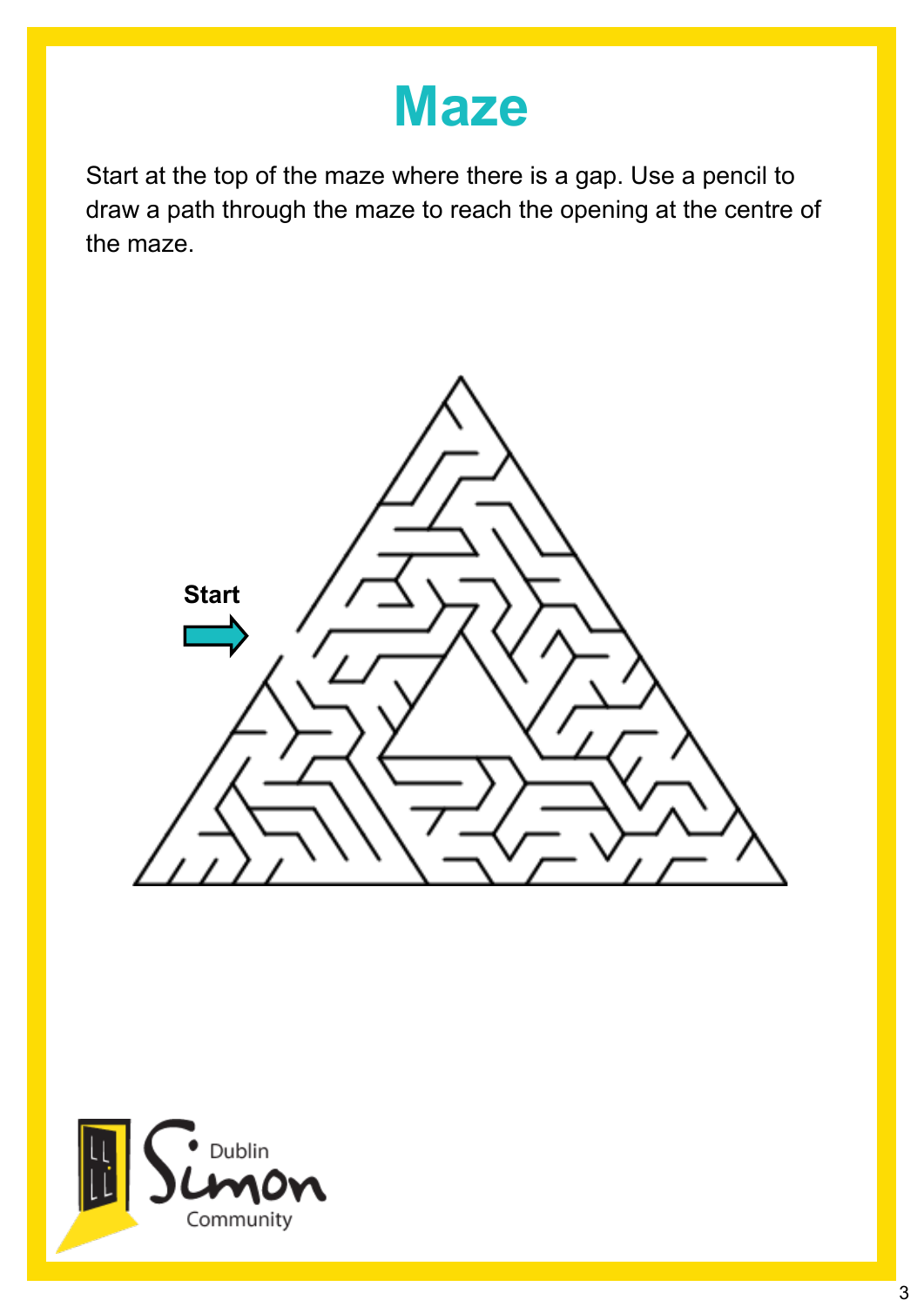# Maze

Start at the top of the maze where there is a gap. Use a pencil to draw a path through the maze to reach the opening at the centre of the maze.

**Start**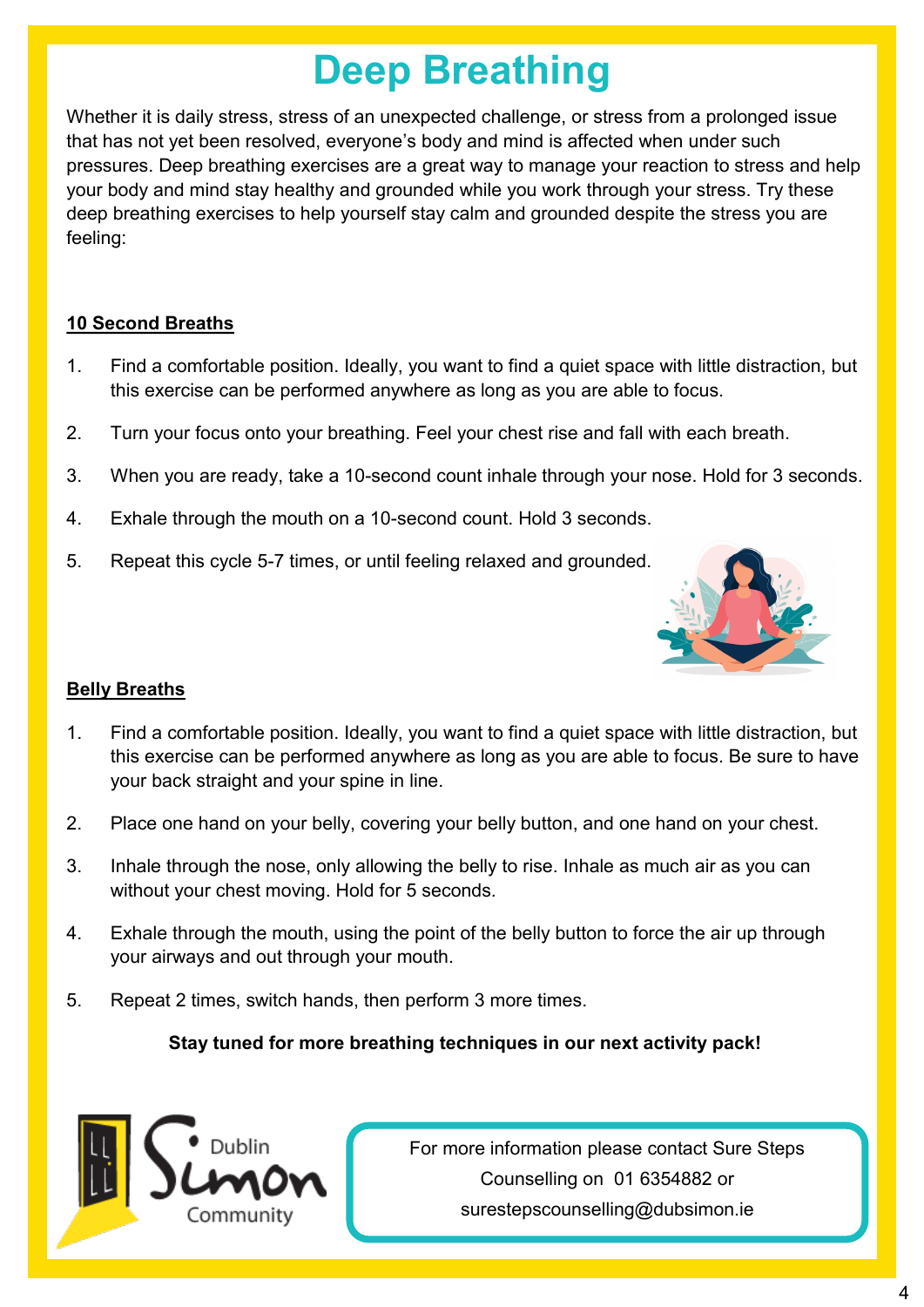# Deep Breathing

Whether it is daily stress, stress of an unexpected challenge, or stress from a prolonged issue that has not yet been resolved, everyone's body and mind is affected when under such pressures. Deep breathing exercises are a great way to manage your reaction to stress and help your body and mind stay healthy and grounded while you work through your stress. Try these deep breathing exercises to help yourself stay calm and grounded despite the stress you are feeling:

## 10 Second Breaths

1. Find a comfortable position. Ideally, you want to find a quiet space with little distraction, but this exercise can be performed anywhere as long as you are able to focus.
2. Turn your focus onto your breathing. Feel your chest rise and fall with each breath.
3. When you are ready, take a 10-second count inhale through your nose. Hold for 3 seconds.
4. Exhale through the mouth on a 10-second count. Hold 3 seconds.
5. Repeat this cycle 5-7 times, or until feeling relaxed and grounded.

## Belly Breaths

1. Find a comfortable position. Ideally, you want to find a quiet space with little distraction, but this exercise can be performed anywhere as long as you are able to focus. Be sure to have your back straight and your spine in line.
2. Place one hand on your belly, covering your belly button, and one hand on your chest.
3. Inhale through the nose, only allowing the belly to rise. Inhale as much air as you can without your chest moving. Hold for 5 seconds.
4. Exhale through the mouth, using the point of the belly button to force the air up through your airways and out through your mouth.
5. Repeat 2 times, switch hands, then perform 3 more times.

**Stay tuned for more breathing techniques in our next activity pack!**

Dublin Simon Community

For more information please contact Sure Steps Counselling on 01 6354882 or surestepscounselling@dubsimon.ie